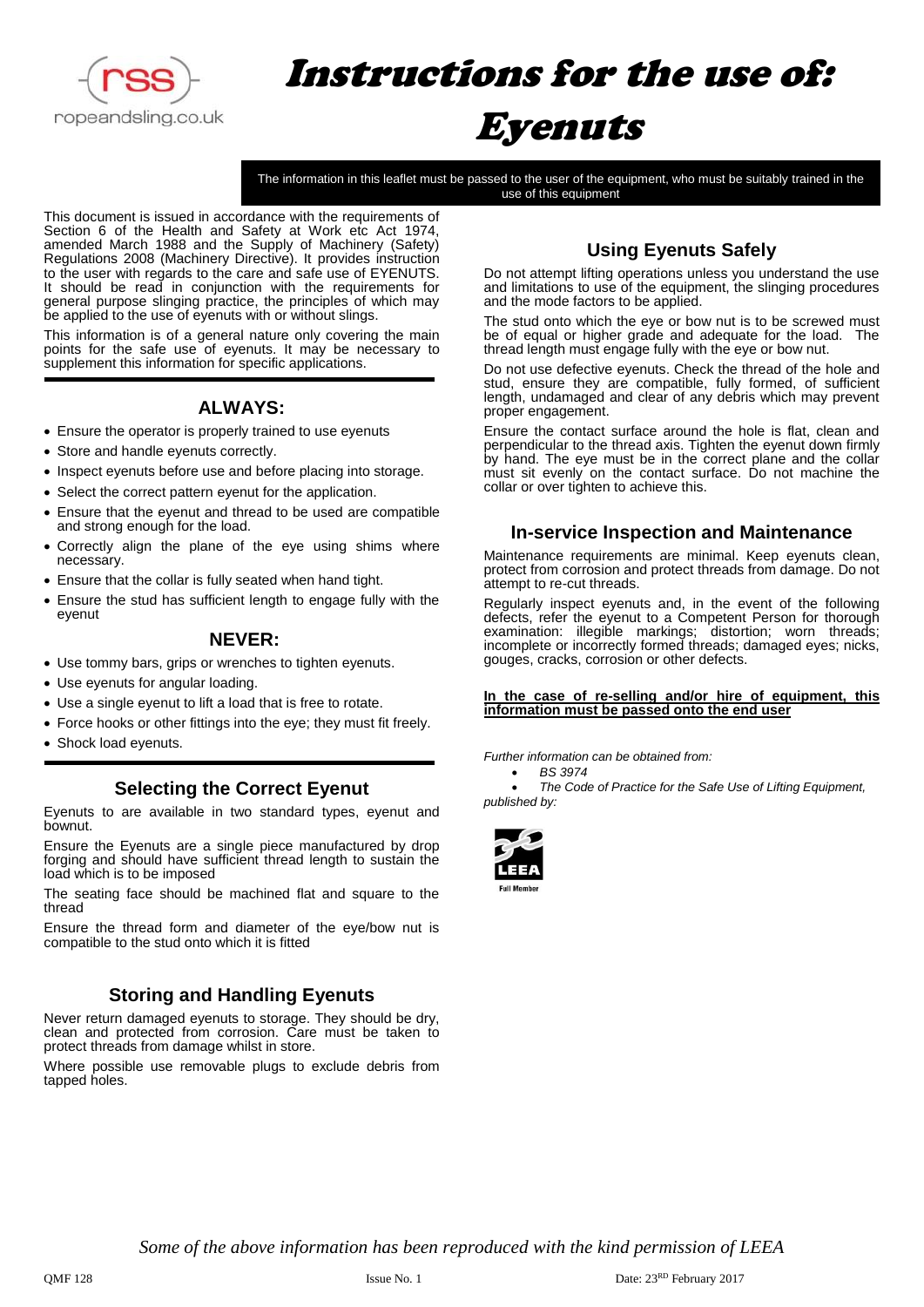# Instructions for the use of: Eyenuts

**The information in this leaflet must be passed to the user of the equipment, who must be suitably trained in the use of this equipment**

This document is issued in accordance with the requirements of Section 6 of the Health and Safety at Work etc Act 1974, amended March 1988 and the Supply of Machinery (Safety) Regulations 2008 (Machinery Directive). It provides instruction to the user with regards to the care and safe use of EYENUTS. It should be read in conjunction with the requirements for general purpose slinging practice, the principles of which may be applied to the use of eyenuts with or without slings.

This information is of a general nature only covering the main points for the safe use of eyenuts. It may be necessary to supplement this information for specific applications.

## ALWAYS:

- Ensure the operator is properly trained to use eyenuts
- Store and handle eyenuts correctly.
- Inspect eyenuts before use and before placing into storage.
- Select the correct pattern eyenut for the application.
- Ensure that the eyenut and thread to be used are compatible and strong enough for the load.
- Correctly align the plane of the eye using shims where necessary.
- Ensure that the collar is fully seated when hand tight.
- Ensure the stud has sufficient length to engage fully with the eyenut

## NEVER:

- Use tommy bars, grips or wrenches to tighten eyenuts.
- Use eyenuts for angular loading.
- Use a single eyenut to lift a load that is free to rotate.
- Force hooks or other fittings into the eye; they must fit freely.
- Shock load eyenuts.

## Selecting the Correct Eyenut

Eyenuts to are available in two standard types, eyenut and bownut.

Ensure the Eyenuts are a single piece manufactured by drop forging and should have sufficient thread length to sustain the load which is to be imposed

The seating face should be machined flat and square to the thread

Ensure the thread form and diameter of the eye/bow nut is compatible to the stud onto which it is fitted

## Storing and Handling Eyenuts

Never return damaged eyenuts to storage. They should be dry, clean and protected from corrosion. Care must be taken to protect threads from damage whilst in store.

Where possible use removable plugs to exclude debris from tapped holes.

## Using Eyenuts Safely

Do not attempt lifting operations unless you understand the use and limitations to use of the equipment, the slinging procedures and the mode factors to be applied.

The stud onto which the eye or bow nut is to be screwed must be of equal or higher grade and adequate for the load. The thread length must engage fully with the eye or bow nut.

Do not use defective eyenuts. Check the thread of the hole and stud, ensure they are compatible, fully formed, of sufficient length, undamaged and clear of any debris which may prevent proper engagement.

Ensure the contact surface around the hole is flat, clean and perpendicular to the thread axis. Tighten the eyenut down firmly by hand. The eye must be in the correct plane and the collar must sit evenly on the contact surface. Do not machine the collar or over tighten to achieve this.

## In-service Inspection and Maintenance

Maintenance requirements are minimal. Keep eyenuts clean, protect from corrosion and protect threads from damage. Do not attempt to re-cut threads.

Regularly inspect eyenuts and, in the event of the following defects, refer the eyenut to a Competent Person for thorough examination: illegible markings; distortion; worn threads; incomplete or incorrectly formed threads; damaged eyes; nicks, gouges, cracks, corrosion or other defects.

**In the case of re-selling and/or hire of equipment, this information must be passed onto the end user**

*Further information can be obtained from:*

- *BS 3974*
- *The Code of Practice for the Safe Use of Lifting Equipment, published by:*

LEEA Full Member

*Some of the above information has been reproduced with the kind permission of LEEA*

QMF 128 Issue No. 1 Date: 23RD February 2017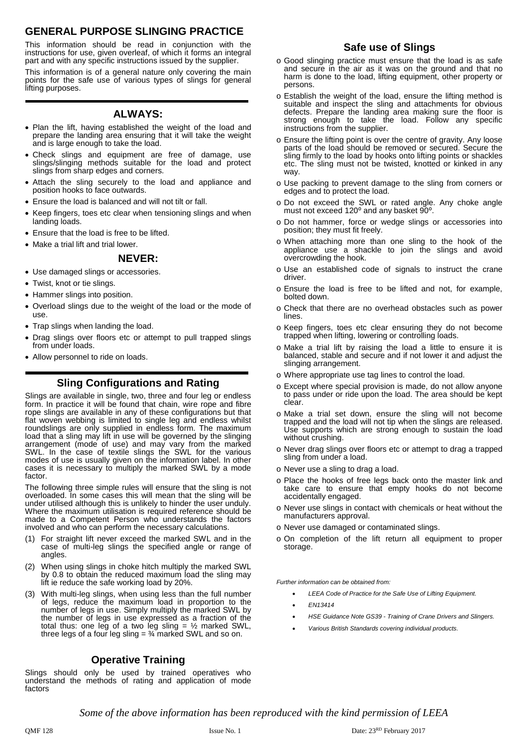## GENERAL PURPOSE SLINGING PRACTICE

This information should be read in conjunction with the instructions for use, given overleaf, of which it forms an integral part and with any specific instructions issued by the supplier.

This information is of a general nature only covering the main points for the safe use of various types of slings for general lifting purposes.

### ALWAYS:

- Plan the lift, having established the weight of the load and prepare the landing area ensuring that it will take the weight and is large enough to take the load.
- Check slings and equipment are free of damage, use slings/slinging methods suitable for the load and protect slings from sharp edges and corners.
- Attach the sling securely to the load and appliance and position hooks to face outwards.
- Ensure the load is balanced and will not tilt or fall.
- Keep fingers, toes etc clear when tensioning slings and when landing loads.
- Ensure that the load is free to be lifted.
- Make a trial lift and trial lower.

### NEVER:

- Use damaged slings or accessories.
- Twist, knot or tie slings.
- Hammer slings into position.
- Overload slings due to the weight of the load or the mode of use.
- Trap slings when landing the load.
- Drag slings over floors etc or attempt to pull trapped slings from under loads.
- Allow personnel to ride on loads.

### Sling Configurations and Rating

Slings are available in single, two, three and four leg or endless form. In practice it will be found that chain, wire rope and fibre rope slings are available in any of these configurations but that flat woven webbing is limited to single leg and endless whilst roundslings are only supplied in endless form. The maximum load that a sling may lift in use will be governed by the slinging arrangement (mode of use) and may vary from the marked SWL. In the case of textile slings the SWL for the various modes of use is usually given on the information label. In other cases it is necessary to multiply the marked SWL by a mode factor.

The following three simple rules will ensure that the sling is not overloaded. In some cases this will mean that the sling will be under utilised although this is unlikely to hinder the user unduly. Where the maximum utilisation is required reference should be made to a Competent Person who understands the factors involved and who can perform the necessary calculations.

(1) For straight lift never exceed the marked SWL and in the case of multi-leg slings the specified angle or range of angles.

(2) When using slings in choke hitch multiply the marked SWL by 0.8 to obtain the reduced maximum load the sling may lift ie reduce the safe working load by 20%.

(3) With multi-leg slings, when using less than the full number of legs, reduce the maximum load in proportion to the number of legs in use. Simply multiply the marked SWL by the number of legs in use expressed as a fraction of the total thus: one leg of a two leg sling = ½ marked SWL, three legs of a four leg sling = ¾ marked SWL and so on.

### Operative Training

Slings should only be used by trained operatives who understand the methods of rating and application of mode factors

### Safe use of Slings

- Good slinging practice must ensure that the load is as safe and secure in the air as it was on the ground and that no harm is done to the load, lifting equipment, other property or persons.
- Establish the weight of the load, ensure the lifting method is suitable and inspect the sling and attachments for obvious defects. Prepare the landing area making sure the floor is strong enough to take the load. Follow any specific instructions from the supplier.
- Ensure the lifting point is over the centre of gravity. Any loose parts of the load should be removed or secured. Secure the sling firmly to the load by hooks onto lifting points or shackles etc. The sling must not be twisted, knotted or kinked in any way.
- Use packing to prevent damage to the sling from corners or edges and to protect the load.
- Do not exceed the SWL or rated angle. Any choke angle must not exceed 120º and any basket 90º.
- Do not hammer, force or wedge slings or accessories into position; they must fit freely.
- When attaching more than one sling to the hook of the appliance use a shackle to join the slings and avoid overcrowding the hook.
- Use an established code of signals to instruct the crane driver.
- Ensure the load is free to be lifted and not, for example, bolted down.
- Check that there are no overhead obstacles such as power lines.
- Keep fingers, toes etc clear ensuring they do not become trapped when lifting, lowering or controlling loads.
- Make a trial lift by raising the load a little to ensure it is balanced, stable and secure and if not lower it and adjust the slinging arrangement.
- Where appropriate use tag lines to control the load.
- Except where special provision is made, do not allow anyone to pass under or ride upon the load. The area should be kept clear.
- Make a trial set down, ensure the sling will not become trapped and the load will not tip when the slings are released. Use supports which are strong enough to sustain the load without crushing.
- Never drag slings over floors etc or attempt to drag a trapped sling from under a load.
- Never use a sling to drag a load.
- Place the hooks of free legs back onto the master link and take care to ensure that empty hooks do not become accidentally engaged.
- Never use slings in contact with chemicals or heat without the manufacturers approval.
- Never use damaged or contaminated slings.
- On completion of the lift return all equipment to proper storage.

*Further information can be obtained from:*

- *LEEA Code of Practice for the Safe Use of Lifting Equipment.*
- *EN13414*
- *HSE Guidance Note GS39 - Training of Crane Drivers and Slingers.*
- *Various British Standards covering individual products.*

*Some of the above information has been reproduced with the kind permission of LEEA*

QMF 128 Issue No. 1 Date: 23RD February 2017